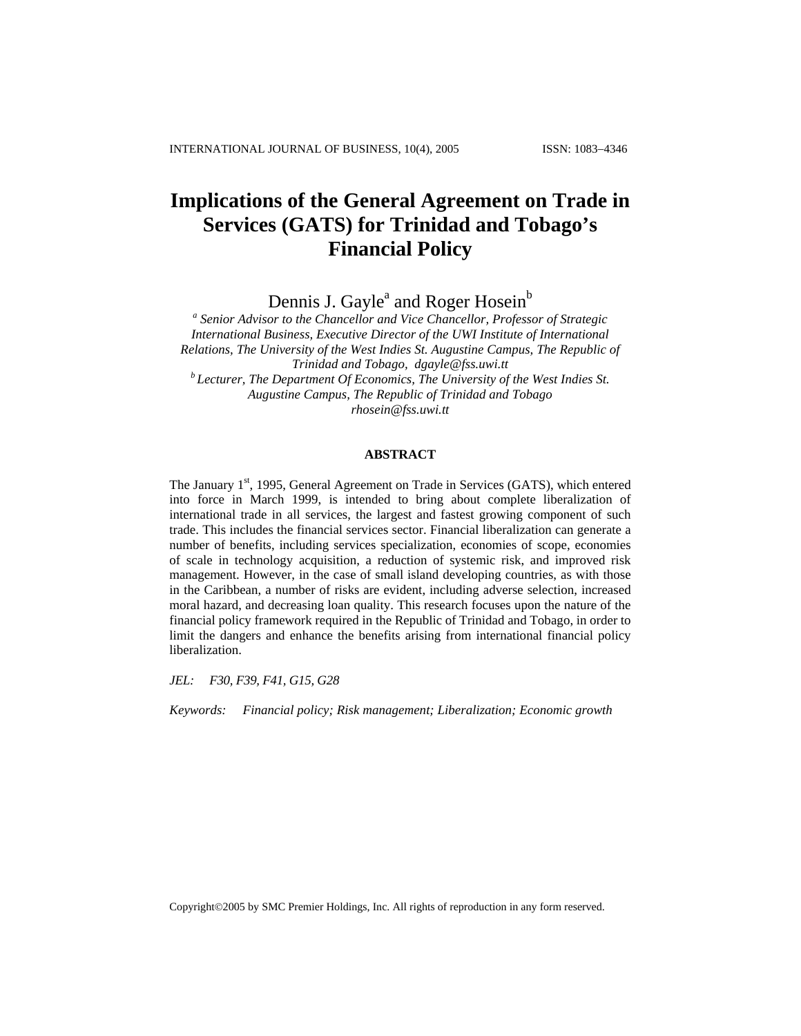# Implications of the General Agreement on Trade in Services (GATS) for Trinidad and Tobago's Financial Policy

Dennis J. Gayle[a] and Roger Hosein[b]

[a] *Senior Advisor to the Chancellor and Vice Chancellor, Professor of Strategic International Business, Executive Director of the UWI Institute of International Relations, The University of the West Indies St. Augustine Campus, The Republic of Trinidad and Tobago, dgayle@fss.uwi.tt*

[b] *Lecturer, The Department Of Economics, The University of the West Indies St. Augustine Campus, The Republic of Trinidad and Tobago rhosein@fss.uwi.tt*

#### ABSTRACT

The January 1st, 1995, General Agreement on Trade in Services (GATS), which entered into force in March 1999, is intended to bring about complete liberalization of international trade in all services, the largest and fastest growing component of such trade. This includes the financial services sector. Financial liberalization can generate a number of benefits, including services specialization, economies of scope, economies of scale in technology acquisition, a reduction of systemic risk, and improved risk management. However, in the case of small island developing countries, as with those in the Caribbean, a number of risks are evident, including adverse selection, increased moral hazard, and decreasing loan quality. This research focuses upon the nature of the financial policy framework required in the Republic of Trinidad and Tobago, in order to limit the dangers and enhance the benefits arising from international financial policy liberalization.

*JEL:* *F30, F39, F41, G15, G28*

*Keywords:* *Financial policy; Risk management; Liberalization; Economic growth*

Copyright©2005 by SMC Premier Holdings, Inc. All rights of reproduction in any form reserved.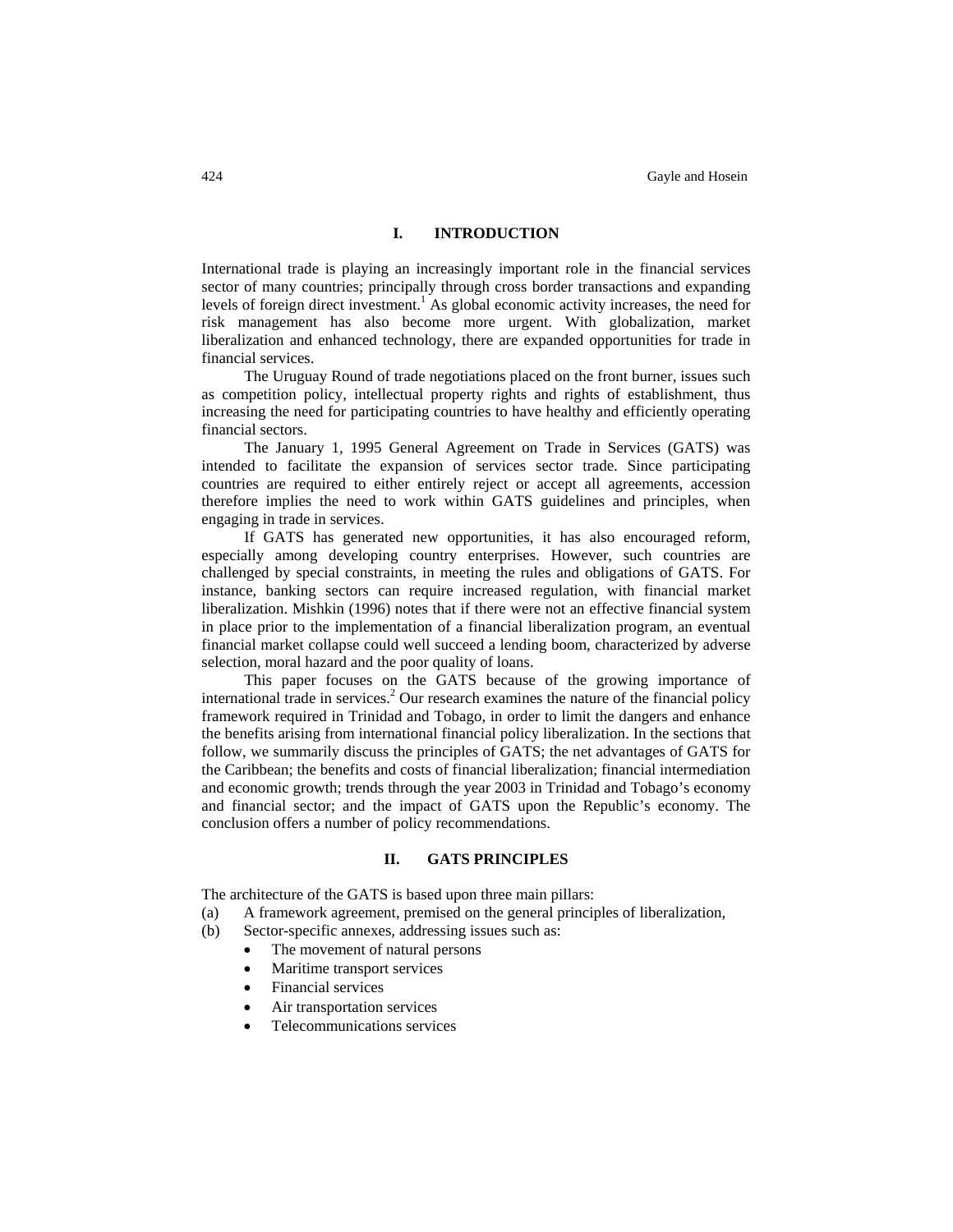## I. INTRODUCTION

International trade is playing an increasingly important role in the financial services sector of many countries; principally through cross border transactions and expanding levels of foreign direct investment.[1] As global economic activity increases, the need for risk management has also become more urgent. With globalization, market liberalization and enhanced technology, there are expanded opportunities for trade in financial services.

The Uruguay Round of trade negotiations placed on the front burner, issues such as competition policy, intellectual property rights and rights of establishment, thus increasing the need for participating countries to have healthy and efficiently operating financial sectors.

The January 1, 1995 General Agreement on Trade in Services (GATS) was intended to facilitate the expansion of services sector trade. Since participating countries are required to either entirely reject or accept all agreements, accession therefore implies the need to work within GATS guidelines and principles, when engaging in trade in services.

If GATS has generated new opportunities, it has also encouraged reform, especially among developing country enterprises. However, such countries are challenged by special constraints, in meeting the rules and obligations of GATS. For instance, banking sectors can require increased regulation, with financial market liberalization. Mishkin (1996) notes that if there were not an effective financial system in place prior to the implementation of a financial liberalization program, an eventual financial market collapse could well succeed a lending boom, characterized by adverse selection, moral hazard and the poor quality of loans.

This paper focuses on the GATS because of the growing importance of international trade in services.[2] Our research examines the nature of the financial policy framework required in Trinidad and Tobago, in order to limit the dangers and enhance the benefits arising from international financial policy liberalization. In the sections that follow, we summarily discuss the principles of GATS; the net advantages of GATS for the Caribbean; the benefits and costs of financial liberalization; financial intermediation and economic growth; trends through the year 2003 in Trinidad and Tobago's economy and financial sector; and the impact of GATS upon the Republic's economy. The conclusion offers a number of policy recommendations.

## II. GATS PRINCIPLES

The architecture of the GATS is based upon three main pillars:

(a) A framework agreement, premised on the general principles of liberalization,

(b) Sector-specific annexes, addressing issues such as:

- The movement of natural persons
- Maritime transport services
- Financial services
- Air transportation services
- Telecommunications services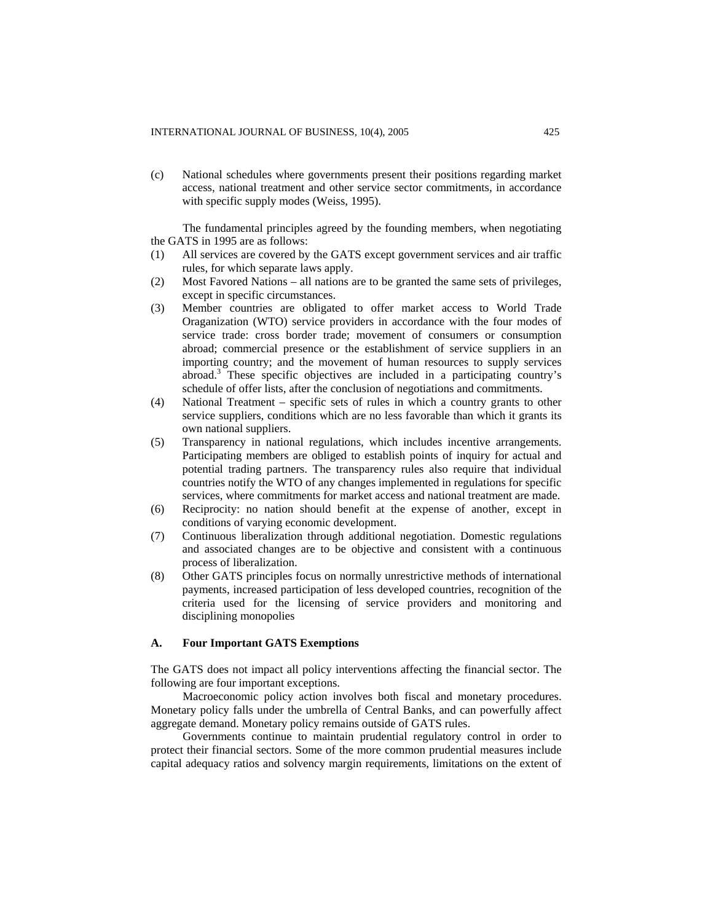(c) National schedules where governments present their positions regarding market access, national treatment and other service sector commitments, in accordance with specific supply modes (Weiss, 1995).

The fundamental principles agreed by the founding members, when negotiating the GATS in 1995 are as follows:

(1) All services are covered by the GATS except government services and air traffic rules, for which separate laws apply.
(2) Most Favored Nations – all nations are to be granted the same sets of privileges, except in specific circumstances.
(3) Member countries are obligated to offer market access to World Trade Oraganization (WTO) service providers in accordance with the four modes of service trade: cross border trade; movement of consumers or consumption abroad; commercial presence or the establishment of service suppliers in an importing country; and the movement of human resources to supply services abroad.[3] These specific objectives are included in a participating country's schedule of offer lists, after the conclusion of negotiations and commitments.
(4) National Treatment – specific sets of rules in which a country grants to other service suppliers, conditions which are no less favorable than which it grants its own national suppliers.
(5) Transparency in national regulations, which includes incentive arrangements. Participating members are obliged to establish points of inquiry for actual and potential trading partners. The transparency rules also require that individual countries notify the WTO of any changes implemented in regulations for specific services, where commitments for market access and national treatment are made.
(6) Reciprocity: no nation should benefit at the expense of another, except in conditions of varying economic development.
(7) Continuous liberalization through additional negotiation. Domestic regulations and associated changes are to be objective and consistent with a continuous process of liberalization.
(8) Other GATS principles focus on normally unrestrictive methods of international payments, increased participation of less developed countries, recognition of the criteria used for the licensing of service providers and monitoring and disciplining monopolies

### A. Four Important GATS Exemptions

The GATS does not impact all policy interventions affecting the financial sector. The following are four important exceptions.

Macroeconomic policy action involves both fiscal and monetary procedures. Monetary policy falls under the umbrella of Central Banks, and can powerfully affect aggregate demand. Monetary policy remains outside of GATS rules.

Governments continue to maintain prudential regulatory control in order to protect their financial sectors. Some of the more common prudential measures include capital adequacy ratios and solvency margin requirements, limitations on the extent of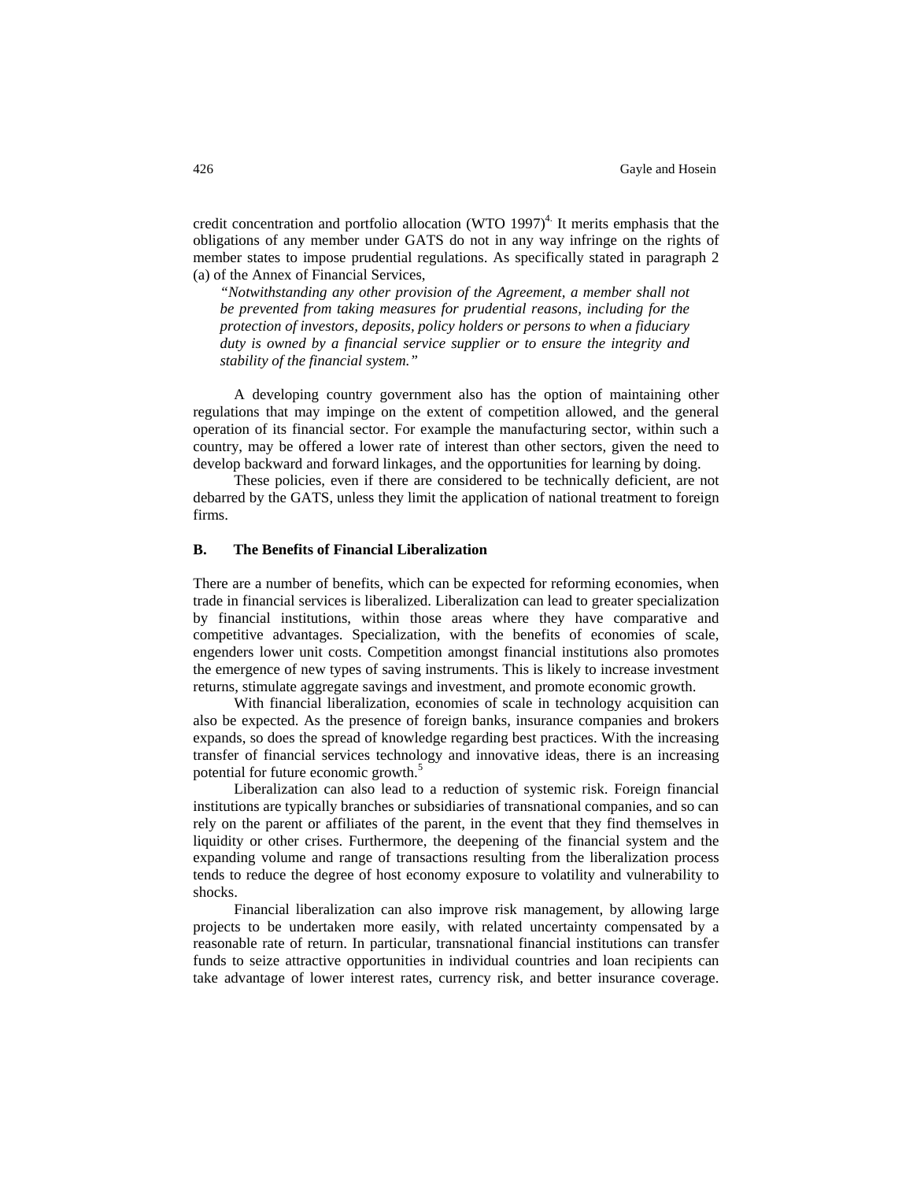credit concentration and portfolio allocation (WTO 1997)[4]. It merits emphasis that the obligations of any member under GATS do not in any way infringe on the rights of member states to impose prudential regulations. As specifically stated in paragraph 2 (a) of the Annex of Financial Services,

> *"Notwithstanding any other provision of the Agreement, a member shall not be prevented from taking measures for prudential reasons, including for the protection of investors, deposits, policy holders or persons to when a fiduciary duty is owned by a financial service supplier or to ensure the integrity and stability of the financial system."*

A developing country government also has the option of maintaining other regulations that may impinge on the extent of competition allowed, and the general operation of its financial sector. For example the manufacturing sector, within such a country, may be offered a lower rate of interest than other sectors, given the need to develop backward and forward linkages, and the opportunities for learning by doing.

These policies, even if there are considered to be technically deficient, are not debarred by the GATS, unless they limit the application of national treatment to foreign firms.

## B. The Benefits of Financial Liberalization

There are a number of benefits, which can be expected for reforming economies, when trade in financial services is liberalized. Liberalization can lead to greater specialization by financial institutions, within those areas where they have comparative and competitive advantages. Specialization, with the benefits of economies of scale, engenders lower unit costs. Competition amongst financial institutions also promotes the emergence of new types of saving instruments. This is likely to increase investment returns, stimulate aggregate savings and investment, and promote economic growth.

With financial liberalization, economies of scale in technology acquisition can also be expected. As the presence of foreign banks, insurance companies and brokers expands, so does the spread of knowledge regarding best practices. With the increasing transfer of financial services technology and innovative ideas, there is an increasing potential for future economic growth.[5]

Liberalization can also lead to a reduction of systemic risk. Foreign financial institutions are typically branches or subsidiaries of transnational companies, and so can rely on the parent or affiliates of the parent, in the event that they find themselves in liquidity or other crises. Furthermore, the deepening of the financial system and the expanding volume and range of transactions resulting from the liberalization process tends to reduce the degree of host economy exposure to volatility and vulnerability to shocks.

Financial liberalization can also improve risk management, by allowing large projects to be undertaken more easily, with related uncertainty compensated by a reasonable rate of return. In particular, transnational financial institutions can transfer funds to seize attractive opportunities in individual countries and loan recipients can take advantage of lower interest rates, currency risk, and better insurance coverage.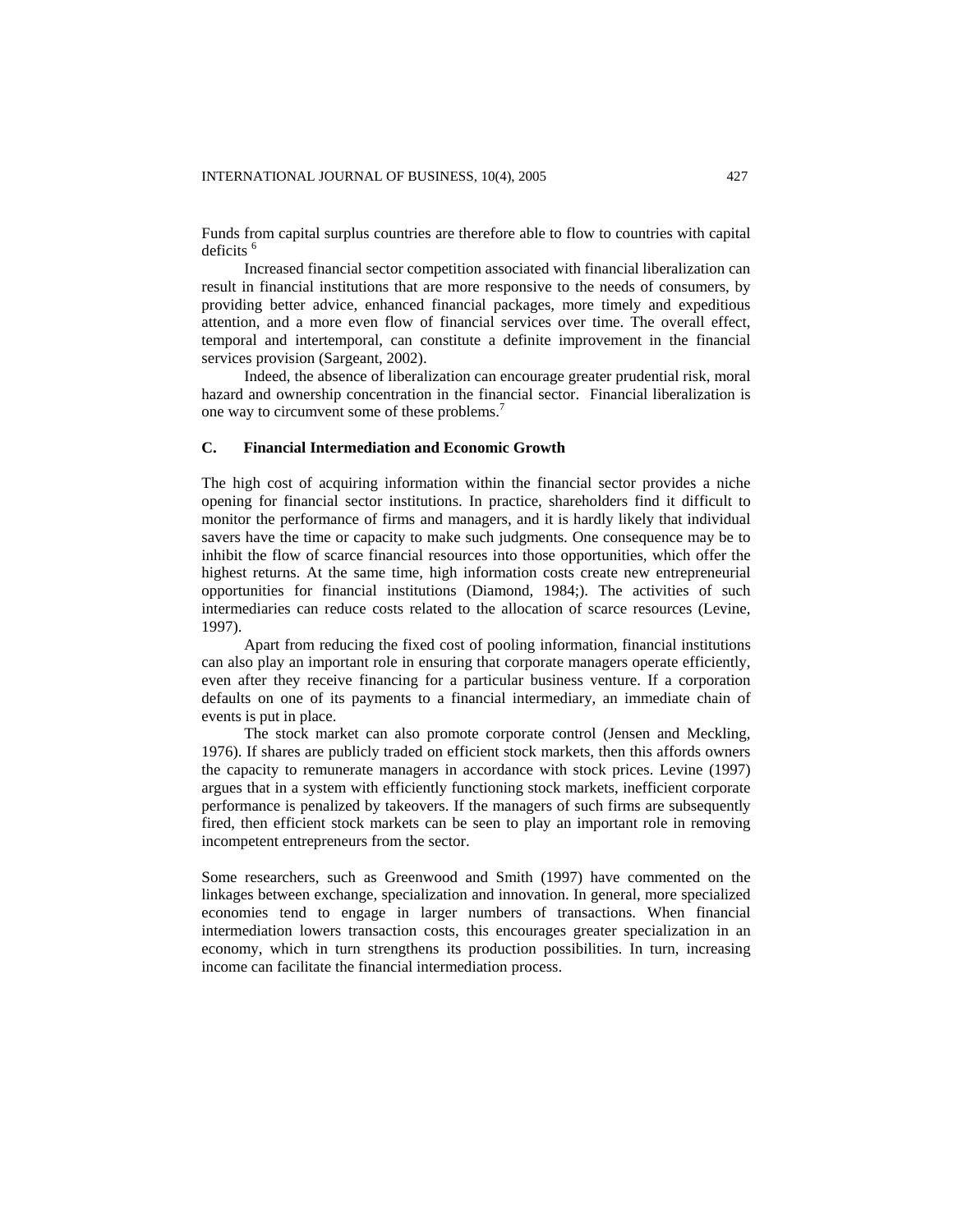Funds from capital surplus countries are therefore able to flow to countries with capital deficits [6]

Increased financial sector competition associated with financial liberalization can result in financial institutions that are more responsive to the needs of consumers, by providing better advice, enhanced financial packages, more timely and expeditious attention, and a more even flow of financial services over time. The overall effect, temporal and intertemporal, can constitute a definite improvement in the financial services provision (Sargeant, 2002).

Indeed, the absence of liberalization can encourage greater prudential risk, moral hazard and ownership concentration in the financial sector. Financial liberalization is one way to circumvent some of these problems.[7]

### C. Financial Intermediation and Economic Growth

The high cost of acquiring information within the financial sector provides a niche opening for financial sector institutions. In practice, shareholders find it difficult to monitor the performance of firms and managers, and it is hardly likely that individual savers have the time or capacity to make such judgments. One consequence may be to inhibit the flow of scarce financial resources into those opportunities, which offer the highest returns. At the same time, high information costs create new entrepreneurial opportunities for financial institutions (Diamond, 1984;). The activities of such intermediaries can reduce costs related to the allocation of scarce resources (Levine, 1997).

Apart from reducing the fixed cost of pooling information, financial institutions can also play an important role in ensuring that corporate managers operate efficiently, even after they receive financing for a particular business venture. If a corporation defaults on one of its payments to a financial intermediary, an immediate chain of events is put in place.

The stock market can also promote corporate control (Jensen and Meckling, 1976). If shares are publicly traded on efficient stock markets, then this affords owners the capacity to remunerate managers in accordance with stock prices. Levine (1997) argues that in a system with efficiently functioning stock markets, inefficient corporate performance is penalized by takeovers. If the managers of such firms are subsequently fired, then efficient stock markets can be seen to play an important role in removing incompetent entrepreneurs from the sector.

Some researchers, such as Greenwood and Smith (1997) have commented on the linkages between exchange, specialization and innovation. In general, more specialized economies tend to engage in larger numbers of transactions. When financial intermediation lowers transaction costs, this encourages greater specialization in an economy, which in turn strengthens its production possibilities. In turn, increasing income can facilitate the financial intermediation process.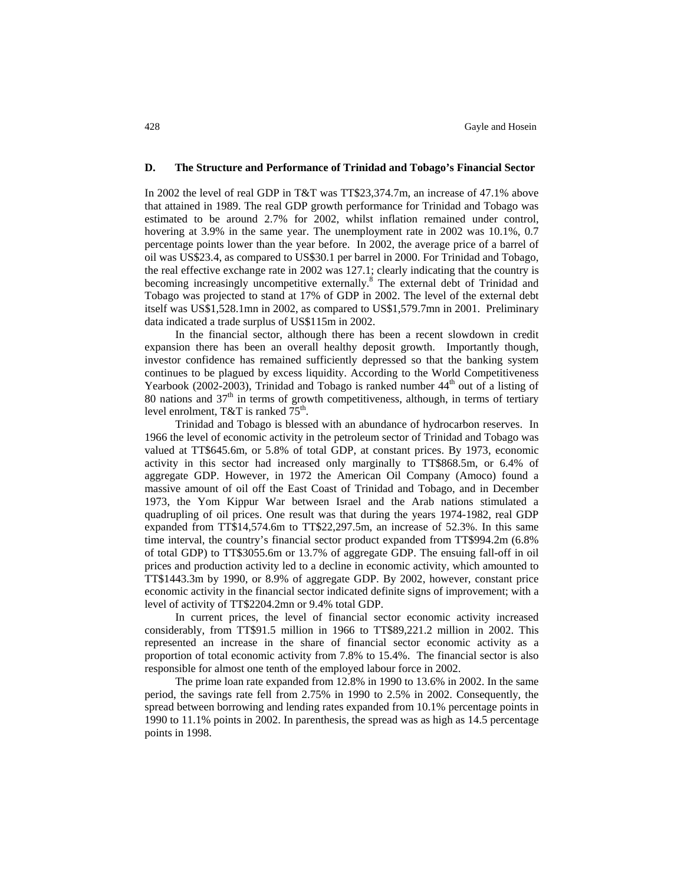### D. The Structure and Performance of Trinidad and Tobago's Financial Sector

In 2002 the level of real GDP in T&T was TT$23,374.7m, an increase of 47.1% above that attained in 1989. The real GDP growth performance for Trinidad and Tobago was estimated to be around 2.7% for 2002, whilst inflation remained under control, hovering at 3.9% in the same year. The unemployment rate in 2002 was 10.1%, 0.7 percentage points lower than the year before. In 2002, the average price of a barrel of oil was US$23.4, as compared to US$30.1 per barrel in 2000. For Trinidad and Tobago, the real effective exchange rate in 2002 was 127.1; clearly indicating that the country is becoming increasingly uncompetitive externally.[8] The external debt of Trinidad and Tobago was projected to stand at 17% of GDP in 2002. The level of the external debt itself was US$1,528.1mn in 2002, as compared to US$1,579.7mn in 2001. Preliminary data indicated a trade surplus of US$115m in 2002.

In the financial sector, although there has been a recent slowdown in credit expansion there has been an overall healthy deposit growth. Importantly though, investor confidence has remained sufficiently depressed so that the banking system continues to be plagued by excess liquidity. According to the World Competitiveness Yearbook (2002-2003), Trinidad and Tobago is ranked number 44th out of a listing of 80 nations and 37th in terms of growth competitiveness, although, in terms of tertiary level enrolment, T&T is ranked 75th.

Trinidad and Tobago is blessed with an abundance of hydrocarbon reserves. In 1966 the level of economic activity in the petroleum sector of Trinidad and Tobago was valued at TT$645.6m, or 5.8% of total GDP, at constant prices. By 1973, economic activity in this sector had increased only marginally to TT$868.5m, or 6.4% of aggregate GDP. However, in 1972 the American Oil Company (Amoco) found a massive amount of oil off the East Coast of Trinidad and Tobago, and in December 1973, the Yom Kippur War between Israel and the Arab nations stimulated a quadrupling of oil prices. One result was that during the years 1974-1982, real GDP expanded from TT$14,574.6m to TT$22,297.5m, an increase of 52.3%. In this same time interval, the country's financial sector product expanded from TT$994.2m (6.8% of total GDP) to TT$3055.6m or 13.7% of aggregate GDP. The ensuing fall-off in oil prices and production activity led to a decline in economic activity, which amounted to TT$1443.3m by 1990, or 8.9% of aggregate GDP. By 2002, however, constant price economic activity in the financial sector indicated definite signs of improvement; with a level of activity of TT$2204.2mn or 9.4% total GDP.

In current prices, the level of financial sector economic activity increased considerably, from TT$91.5 million in 1966 to TT$89,221.2 million in 2002. This represented an increase in the share of financial sector economic activity as a proportion of total economic activity from 7.8% to 15.4%. The financial sector is also responsible for almost one tenth of the employed labour force in 2002.

The prime loan rate expanded from 12.8% in 1990 to 13.6% in 2002. In the same period, the savings rate fell from 2.75% in 1990 to 2.5% in 2002. Consequently, the spread between borrowing and lending rates expanded from 10.1% percentage points in 1990 to 11.1% points in 2002. In parenthesis, the spread was as high as 14.5 percentage points in 1998.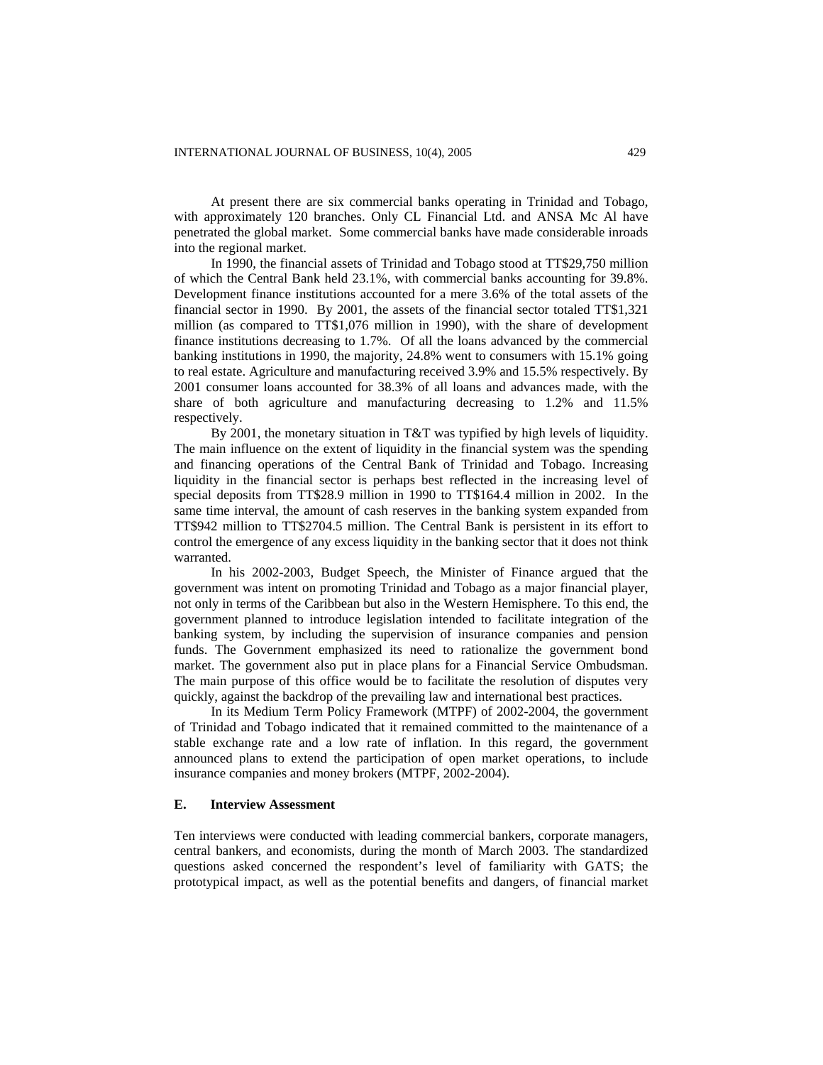At present there are six commercial banks operating in Trinidad and Tobago, with approximately 120 branches. Only CL Financial Ltd. and ANSA Mc Al have penetrated the global market. Some commercial banks have made considerable inroads into the regional market.

In 1990, the financial assets of Trinidad and Tobago stood at TT$29,750 million of which the Central Bank held 23.1%, with commercial banks accounting for 39.8%. Development finance institutions accounted for a mere 3.6% of the total assets of the financial sector in 1990. By 2001, the assets of the financial sector totaled TT$1,321 million (as compared to TT$1,076 million in 1990), with the share of development finance institutions decreasing to 1.7%. Of all the loans advanced by the commercial banking institutions in 1990, the majority, 24.8% went to consumers with 15.1% going to real estate. Agriculture and manufacturing received 3.9% and 15.5% respectively. By 2001 consumer loans accounted for 38.3% of all loans and advances made, with the share of both agriculture and manufacturing decreasing to 1.2% and 11.5% respectively.

By 2001, the monetary situation in T&T was typified by high levels of liquidity. The main influence on the extent of liquidity in the financial system was the spending and financing operations of the Central Bank of Trinidad and Tobago. Increasing liquidity in the financial sector is perhaps best reflected in the increasing level of special deposits from TT$28.9 million in 1990 to TT$164.4 million in 2002. In the same time interval, the amount of cash reserves in the banking system expanded from TT$942 million to TT$2704.5 million. The Central Bank is persistent in its effort to control the emergence of any excess liquidity in the banking sector that it does not think warranted.

In his 2002-2003, Budget Speech, the Minister of Finance argued that the government was intent on promoting Trinidad and Tobago as a major financial player, not only in terms of the Caribbean but also in the Western Hemisphere. To this end, the government planned to introduce legislation intended to facilitate integration of the banking system, by including the supervision of insurance companies and pension funds. The Government emphasized its need to rationalize the government bond market. The government also put in place plans for a Financial Service Ombudsman. The main purpose of this office would be to facilitate the resolution of disputes very quickly, against the backdrop of the prevailing law and international best practices.

In its Medium Term Policy Framework (MTPF) of 2002-2004, the government of Trinidad and Tobago indicated that it remained committed to the maintenance of a stable exchange rate and a low rate of inflation. In this regard, the government announced plans to extend the participation of open market operations, to include insurance companies and money brokers (MTPF, 2002-2004).

## E. Interview Assessment

Ten interviews were conducted with leading commercial bankers, corporate managers, central bankers, and economists, during the month of March 2003. The standardized questions asked concerned the respondent's level of familiarity with GATS; the prototypical impact, as well as the potential benefits and dangers, of financial market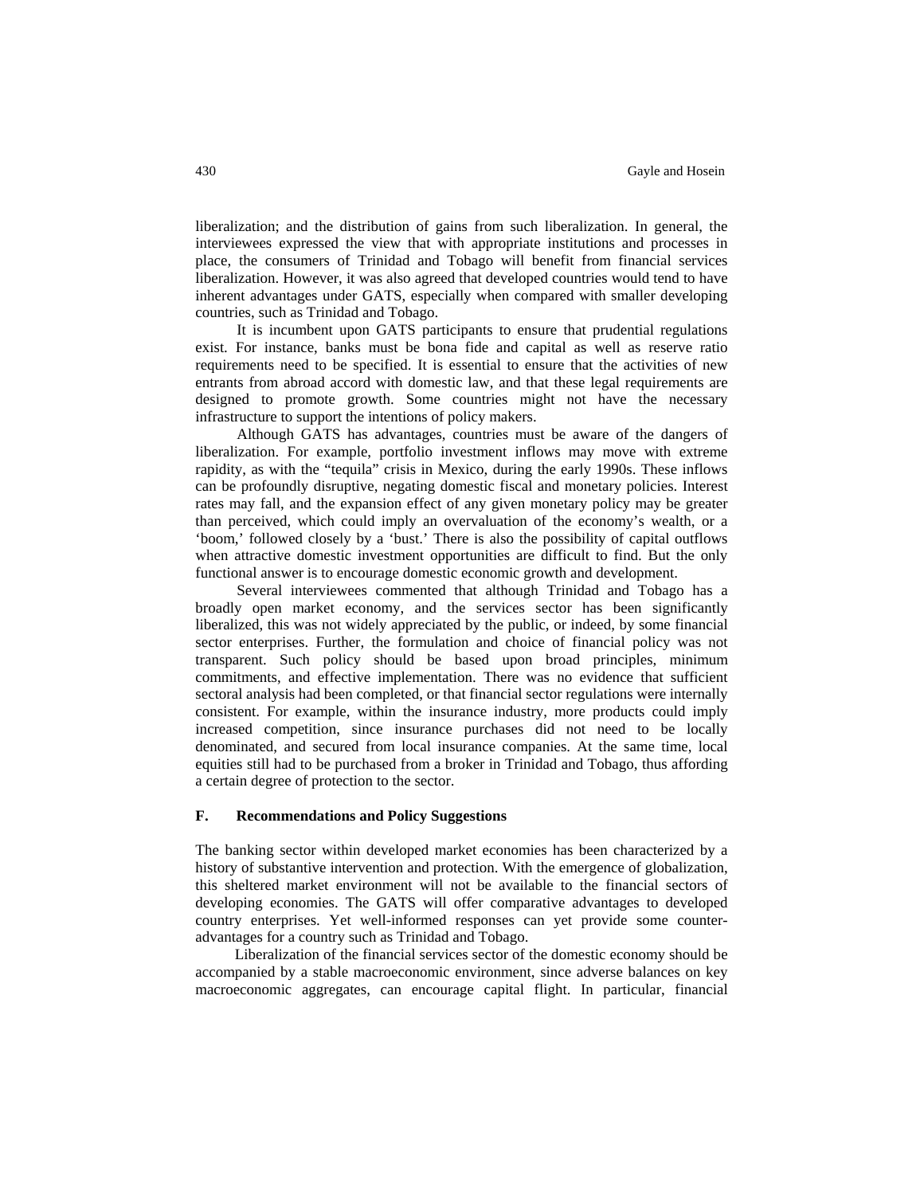liberalization; and the distribution of gains from such liberalization. In general, the interviewees expressed the view that with appropriate institutions and processes in place, the consumers of Trinidad and Tobago will benefit from financial services liberalization. However, it was also agreed that developed countries would tend to have inherent advantages under GATS, especially when compared with smaller developing countries, such as Trinidad and Tobago.

It is incumbent upon GATS participants to ensure that prudential regulations exist. For instance, banks must be bona fide and capital as well as reserve ratio requirements need to be specified. It is essential to ensure that the activities of new entrants from abroad accord with domestic law, and that these legal requirements are designed to promote growth. Some countries might not have the necessary infrastructure to support the intentions of policy makers.

Although GATS has advantages, countries must be aware of the dangers of liberalization. For example, portfolio investment inflows may move with extreme rapidity, as with the "tequila" crisis in Mexico, during the early 1990s. These inflows can be profoundly disruptive, negating domestic fiscal and monetary policies. Interest rates may fall, and the expansion effect of any given monetary policy may be greater than perceived, which could imply an overvaluation of the economy's wealth, or a 'boom,' followed closely by a 'bust.' There is also the possibility of capital outflows when attractive domestic investment opportunities are difficult to find. But the only functional answer is to encourage domestic economic growth and development.

Several interviewees commented that although Trinidad and Tobago has a broadly open market economy, and the services sector has been significantly liberalized, this was not widely appreciated by the public, or indeed, by some financial sector enterprises. Further, the formulation and choice of financial policy was not transparent. Such policy should be based upon broad principles, minimum commitments, and effective implementation. There was no evidence that sufficient sectoral analysis had been completed, or that financial sector regulations were internally consistent. For example, within the insurance industry, more products could imply increased competition, since insurance purchases did not need to be locally denominated, and secured from local insurance companies. At the same time, local equities still had to be purchased from a broker in Trinidad and Tobago, thus affording a certain degree of protection to the sector.

## F. Recommendations and Policy Suggestions

The banking sector within developed market economies has been characterized by a history of substantive intervention and protection. With the emergence of globalization, this sheltered market environment will not be available to the financial sectors of developing economies. The GATS will offer comparative advantages to developed country enterprises. Yet well-informed responses can yet provide some counter-advantages for a country such as Trinidad and Tobago.

Liberalization of the financial services sector of the domestic economy should be accompanied by a stable macroeconomic environment, since adverse balances on key macroeconomic aggregates, can encourage capital flight. In particular, financial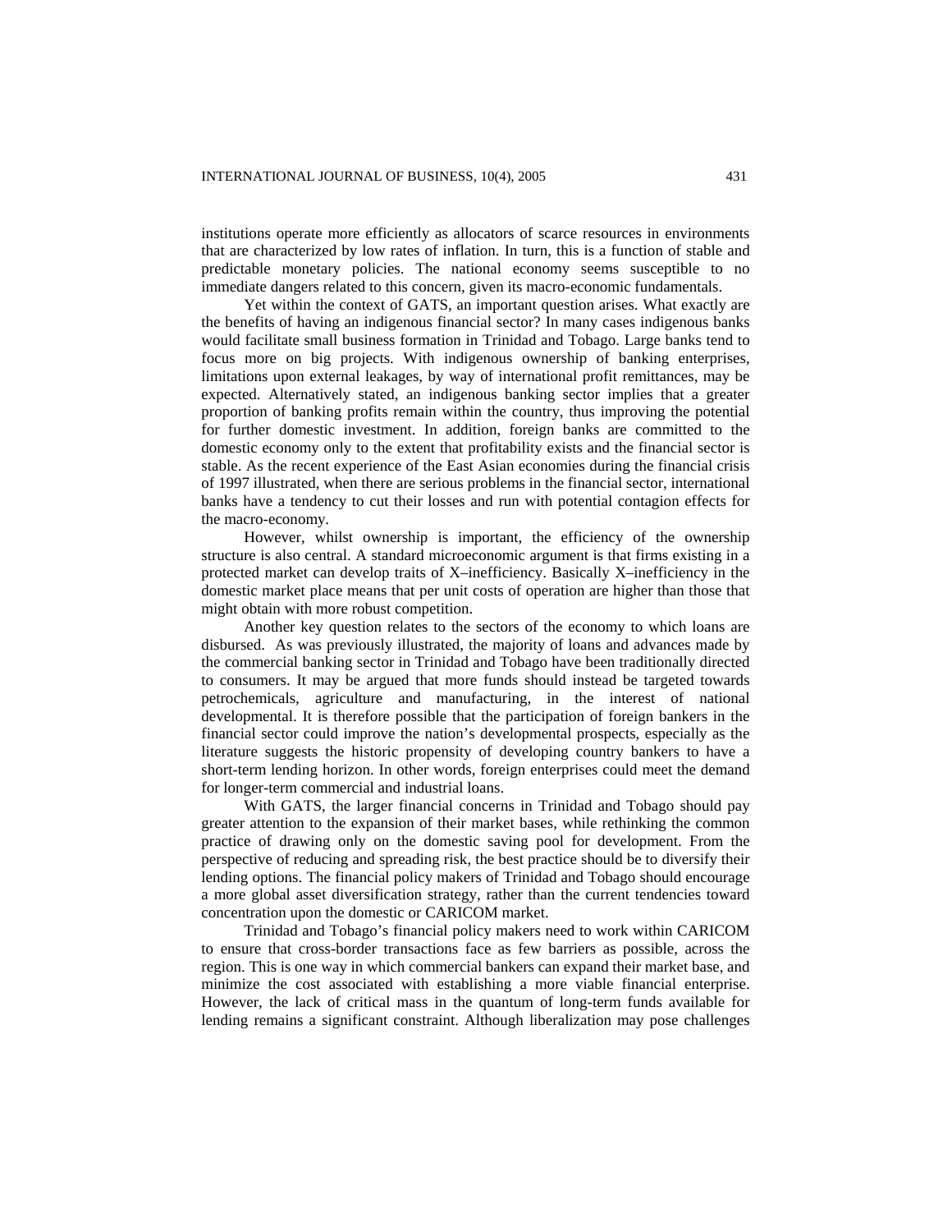institutions operate more efficiently as allocators of scarce resources in environments that are characterized by low rates of inflation. In turn, this is a function of stable and predictable monetary policies. The national economy seems susceptible to no immediate dangers related to this concern, given its macro-economic fundamentals.

Yet within the context of GATS, an important question arises. What exactly are the benefits of having an indigenous financial sector? In many cases indigenous banks would facilitate small business formation in Trinidad and Tobago. Large banks tend to focus more on big projects. With indigenous ownership of banking enterprises, limitations upon external leakages, by way of international profit remittances, may be expected. Alternatively stated, an indigenous banking sector implies that a greater proportion of banking profits remain within the country, thus improving the potential for further domestic investment. In addition, foreign banks are committed to the domestic economy only to the extent that profitability exists and the financial sector is stable. As the recent experience of the East Asian economies during the financial crisis of 1997 illustrated, when there are serious problems in the financial sector, international banks have a tendency to cut their losses and run with potential contagion effects for the macro-economy.

However, whilst ownership is important, the efficiency of the ownership structure is also central. A standard microeconomic argument is that firms existing in a protected market can develop traits of X–inefficiency. Basically X–inefficiency in the domestic market place means that per unit costs of operation are higher than those that might obtain with more robust competition.

Another key question relates to the sectors of the economy to which loans are disbursed. As was previously illustrated, the majority of loans and advances made by the commercial banking sector in Trinidad and Tobago have been traditionally directed to consumers. It may be argued that more funds should instead be targeted towards petrochemicals, agriculture and manufacturing, in the interest of national developmental. It is therefore possible that the participation of foreign bankers in the financial sector could improve the nation's developmental prospects, especially as the literature suggests the historic propensity of developing country bankers to have a short-term lending horizon. In other words, foreign enterprises could meet the demand for longer-term commercial and industrial loans.

With GATS, the larger financial concerns in Trinidad and Tobago should pay greater attention to the expansion of their market bases, while rethinking the common practice of drawing only on the domestic saving pool for development. From the perspective of reducing and spreading risk, the best practice should be to diversify their lending options. The financial policy makers of Trinidad and Tobago should encourage a more global asset diversification strategy, rather than the current tendencies toward concentration upon the domestic or CARICOM market.

Trinidad and Tobago's financial policy makers need to work within CARICOM to ensure that cross-border transactions face as few barriers as possible, across the region. This is one way in which commercial bankers can expand their market base, and minimize the cost associated with establishing a more viable financial enterprise. However, the lack of critical mass in the quantum of long-term funds available for lending remains a significant constraint. Although liberalization may pose challenges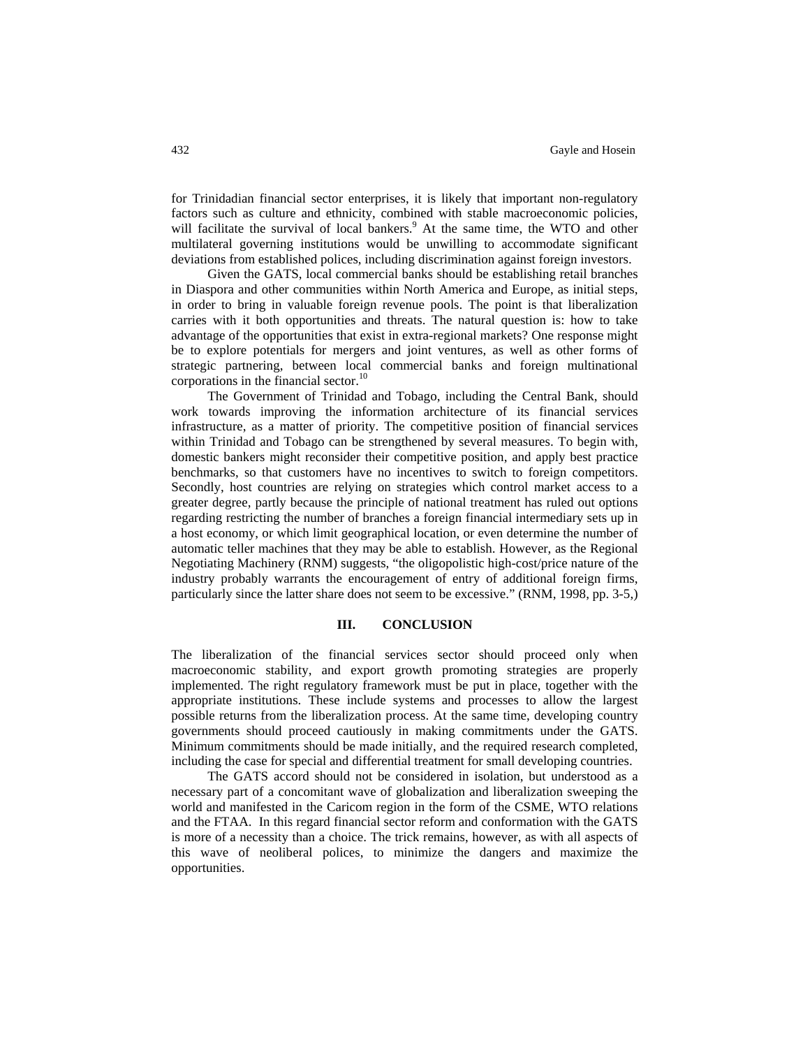for Trinidadian financial sector enterprises, it is likely that important non-regulatory factors such as culture and ethnicity, combined with stable macroeconomic policies, will facilitate the survival of local bankers.[9] At the same time, the WTO and other multilateral governing institutions would be unwilling to accommodate significant deviations from established polices, including discrimination against foreign investors.

Given the GATS, local commercial banks should be establishing retail branches in Diaspora and other communities within North America and Europe, as initial steps, in order to bring in valuable foreign revenue pools. The point is that liberalization carries with it both opportunities and threats. The natural question is: how to take advantage of the opportunities that exist in extra-regional markets? One response might be to explore potentials for mergers and joint ventures, as well as other forms of strategic partnering, between local commercial banks and foreign multinational corporations in the financial sector.[10]

The Government of Trinidad and Tobago, including the Central Bank, should work towards improving the information architecture of its financial services infrastructure, as a matter of priority. The competitive position of financial services within Trinidad and Tobago can be strengthened by several measures. To begin with, domestic bankers might reconsider their competitive position, and apply best practice benchmarks, so that customers have no incentives to switch to foreign competitors. Secondly, host countries are relying on strategies which control market access to a greater degree, partly because the principle of national treatment has ruled out options regarding restricting the number of branches a foreign financial intermediary sets up in a host economy, or which limit geographical location, or even determine the number of automatic teller machines that they may be able to establish. However, as the Regional Negotiating Machinery (RNM) suggests, "the oligopolistic high-cost/price nature of the industry probably warrants the encouragement of entry of additional foreign firms, particularly since the latter share does not seem to be excessive." (RNM, 1998, pp. 3-5,)

## III. CONCLUSION

The liberalization of the financial services sector should proceed only when macroeconomic stability, and export growth promoting strategies are properly implemented. The right regulatory framework must be put in place, together with the appropriate institutions. These include systems and processes to allow the largest possible returns from the liberalization process. At the same time, developing country governments should proceed cautiously in making commitments under the GATS. Minimum commitments should be made initially, and the required research completed, including the case for special and differential treatment for small developing countries.

The GATS accord should not be considered in isolation, but understood as a necessary part of a concomitant wave of globalization and liberalization sweeping the world and manifested in the Caricom region in the form of the CSME, WTO relations and the FTAA. In this regard financial sector reform and conformation with the GATS is more of a necessity than a choice. The trick remains, however, as with all aspects of this wave of neoliberal polices, to minimize the dangers and maximize the opportunities.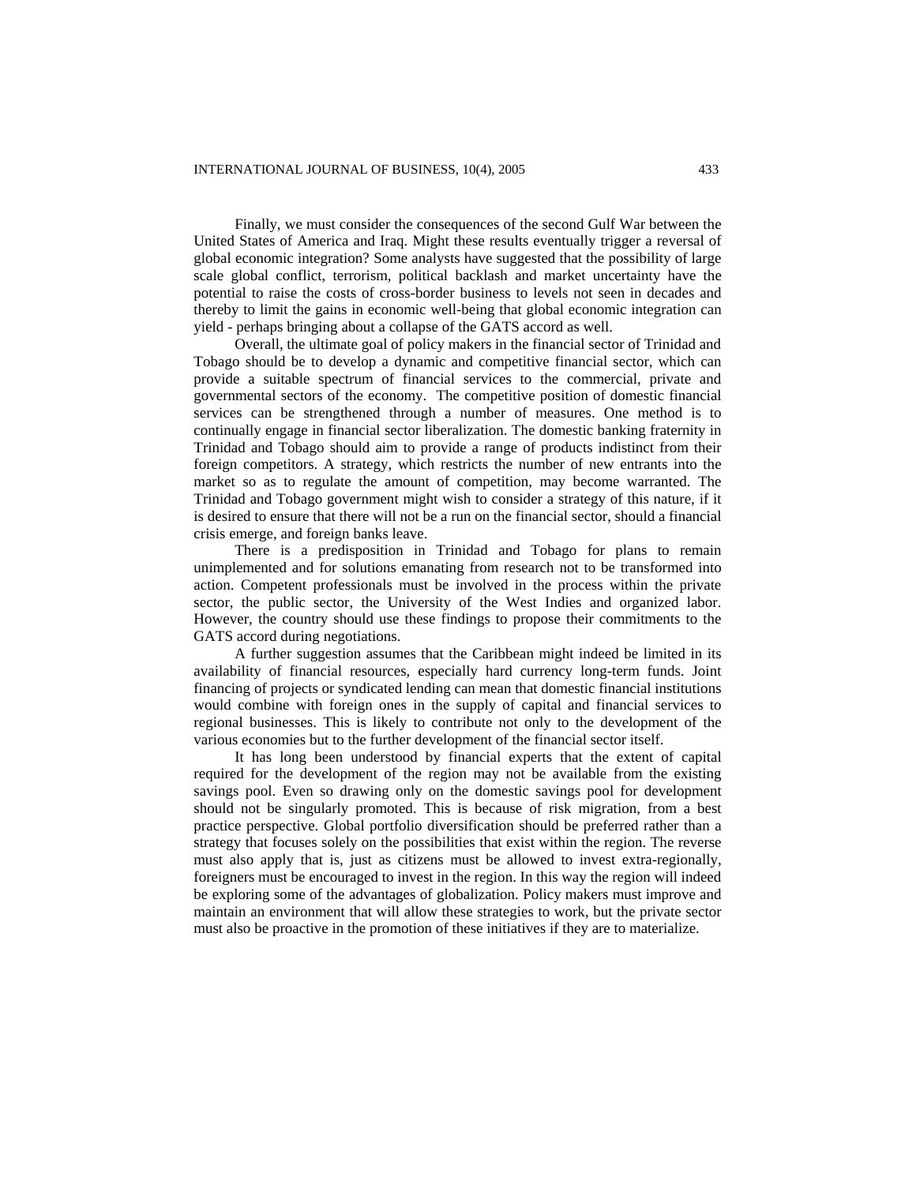Finally, we must consider the consequences of the second Gulf War between the United States of America and Iraq. Might these results eventually trigger a reversal of global economic integration? Some analysts have suggested that the possibility of large scale global conflict, terrorism, political backlash and market uncertainty have the potential to raise the costs of cross-border business to levels not seen in decades and thereby to limit the gains in economic well-being that global economic integration can yield - perhaps bringing about a collapse of the GATS accord as well.

Overall, the ultimate goal of policy makers in the financial sector of Trinidad and Tobago should be to develop a dynamic and competitive financial sector, which can provide a suitable spectrum of financial services to the commercial, private and governmental sectors of the economy. The competitive position of domestic financial services can be strengthened through a number of measures. One method is to continually engage in financial sector liberalization. The domestic banking fraternity in Trinidad and Tobago should aim to provide a range of products indistinct from their foreign competitors. A strategy, which restricts the number of new entrants into the market so as to regulate the amount of competition, may become warranted. The Trinidad and Tobago government might wish to consider a strategy of this nature, if it is desired to ensure that there will not be a run on the financial sector, should a financial crisis emerge, and foreign banks leave.

There is a predisposition in Trinidad and Tobago for plans to remain unimplemented and for solutions emanating from research not to be transformed into action. Competent professionals must be involved in the process within the private sector, the public sector, the University of the West Indies and organized labor. However, the country should use these findings to propose their commitments to the GATS accord during negotiations.

A further suggestion assumes that the Caribbean might indeed be limited in its availability of financial resources, especially hard currency long-term funds. Joint financing of projects or syndicated lending can mean that domestic financial institutions would combine with foreign ones in the supply of capital and financial services to regional businesses. This is likely to contribute not only to the development of the various economies but to the further development of the financial sector itself.

It has long been understood by financial experts that the extent of capital required for the development of the region may not be available from the existing savings pool. Even so drawing only on the domestic savings pool for development should not be singularly promoted. This is because of risk migration, from a best practice perspective. Global portfolio diversification should be preferred rather than a strategy that focuses solely on the possibilities that exist within the region. The reverse must also apply that is, just as citizens must be allowed to invest extra-regionally, foreigners must be encouraged to invest in the region. In this way the region will indeed be exploring some of the advantages of globalization. Policy makers must improve and maintain an environment that will allow these strategies to work, but the private sector must also be proactive in the promotion of these initiatives if they are to materialize.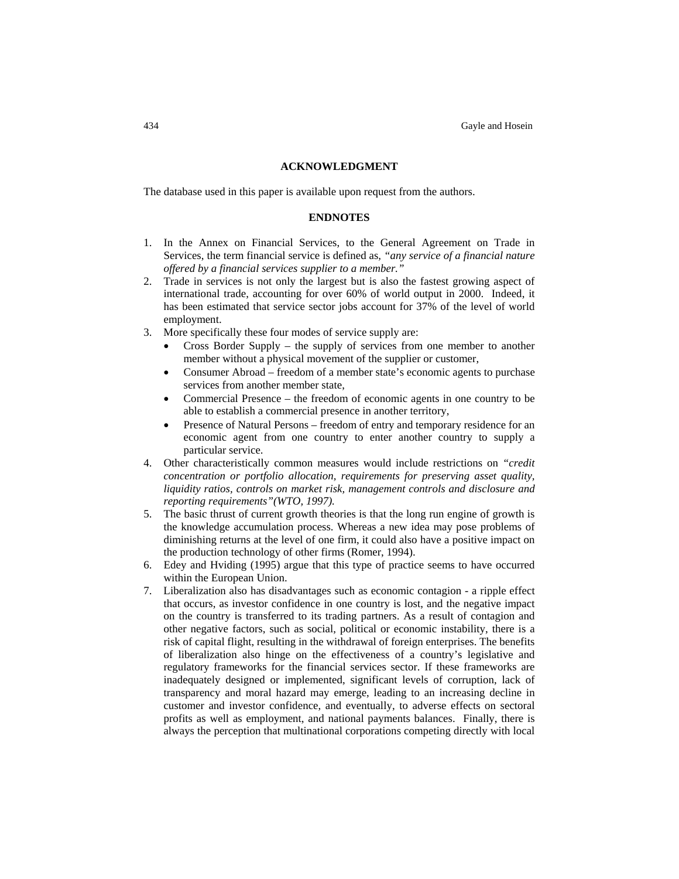## ACKNOWLEDGMENT

The database used in this paper is available upon request from the authors.

## ENDNOTES

1. In the Annex on Financial Services, to the General Agreement on Trade in Services, the term financial service is defined as, *"any service of a financial nature offered by a financial services supplier to a member."*
2. Trade in services is not only the largest but is also the fastest growing aspect of international trade, accounting for over 60% of world output in 2000. Indeed, it has been estimated that service sector jobs account for 37% of the level of world employment.
3. More specifically these four modes of service supply are:
   - Cross Border Supply – the supply of services from one member to another member without a physical movement of the supplier or customer,
   - Consumer Abroad – freedom of a member state's economic agents to purchase services from another member state,
   - Commercial Presence – the freedom of economic agents in one country to be able to establish a commercial presence in another territory,
   - Presence of Natural Persons – freedom of entry and temporary residence for an economic agent from one country to enter another country to supply a particular service.
4. Other characteristically common measures would include restrictions on *"credit concentration or portfolio allocation, requirements for preserving asset quality, liquidity ratios, controls on market risk, management controls and disclosure and reporting requirements"(WTO, 1997).*
5. The basic thrust of current growth theories is that the long run engine of growth is the knowledge accumulation process. Whereas a new idea may pose problems of diminishing returns at the level of one firm, it could also have a positive impact on the production technology of other firms (Romer, 1994).
6. Edey and Hviding (1995) argue that this type of practice seems to have occurred within the European Union.
7. Liberalization also has disadvantages such as economic contagion - a ripple effect that occurs, as investor confidence in one country is lost, and the negative impact on the country is transferred to its trading partners. As a result of contagion and other negative factors, such as social, political or economic instability, there is a risk of capital flight, resulting in the withdrawal of foreign enterprises. The benefits of liberalization also hinge on the effectiveness of a country's legislative and regulatory frameworks for the financial services sector. If these frameworks are inadequately designed or implemented, significant levels of corruption, lack of transparency and moral hazard may emerge, leading to an increasing decline in customer and investor confidence, and eventually, to adverse effects on sectoral profits as well as employment, and national payments balances. Finally, there is always the perception that multinational corporations competing directly with local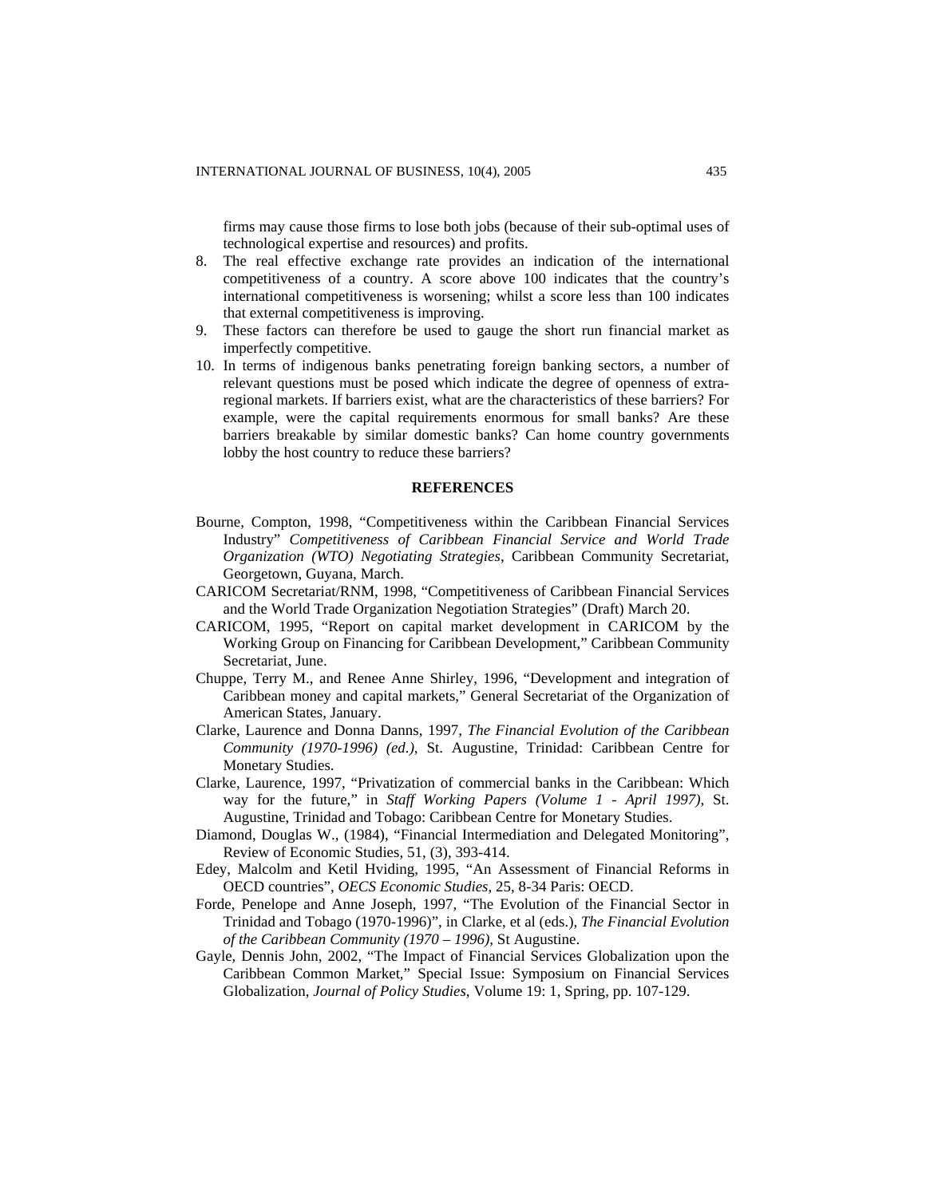firms may cause those firms to lose both jobs (because of their sub-optimal uses of technological expertise and resources) and profits.

8. The real effective exchange rate provides an indication of the international competitiveness of a country. A score above 100 indicates that the country's international competitiveness is worsening; whilst a score less than 100 indicates that external competitiveness is improving.
9. These factors can therefore be used to gauge the short run financial market as imperfectly competitive.
10. In terms of indigenous banks penetrating foreign banking sectors, a number of relevant questions must be posed which indicate the degree of openness of extra-regional markets. If barriers exist, what are the characteristics of these barriers? For example, were the capital requirements enormous for small banks? Are these barriers breakable by similar domestic banks? Can home country governments lobby the host country to reduce these barriers?

## REFERENCES

Bourne, Compton, 1998, "Competitiveness within the Caribbean Financial Services Industry" *Competitiveness of Caribbean Financial Service and World Trade Organization (WTO) Negotiating Strategies*, Caribbean Community Secretariat, Georgetown, Guyana, March.

CARICOM Secretariat/RNM, 1998, "Competitiveness of Caribbean Financial Services and the World Trade Organization Negotiation Strategies" (Draft) March 20.

CARICOM, 1995, "Report on capital market development in CARICOM by the Working Group on Financing for Caribbean Development," Caribbean Community Secretariat, June.

Chuppe, Terry M., and Renee Anne Shirley, 1996, "Development and integration of Caribbean money and capital markets," General Secretariat of the Organization of American States, January.

Clarke, Laurence and Donna Danns, 1997, *The Financial Evolution of the Caribbean Community (1970-1996) (ed.)*, St. Augustine, Trinidad: Caribbean Centre for Monetary Studies.

Clarke, Laurence, 1997, "Privatization of commercial banks in the Caribbean: Which way for the future," in *Staff Working Papers (Volume 1 - April 1997)*, St. Augustine, Trinidad and Tobago: Caribbean Centre for Monetary Studies.

Diamond, Douglas W., (1984), "Financial Intermediation and Delegated Monitoring", Review of Economic Studies, 51, (3), 393-414.

Edey, Malcolm and Ketil Hviding, 1995, "An Assessment of Financial Reforms in OECD countries", *OECS Economic Studies*, 25, 8-34 Paris: OECD.

Forde, Penelope and Anne Joseph, 1997, "The Evolution of the Financial Sector in Trinidad and Tobago (1970-1996)", in Clarke, et al (eds.), *The Financial Evolution of the Caribbean Community (1970 – 1996)*, St Augustine.

Gayle, Dennis John, 2002, "The Impact of Financial Services Globalization upon the Caribbean Common Market," Special Issue: Symposium on Financial Services Globalization, *Journal of Policy Studies*, Volume 19: 1, Spring, pp. 107-129.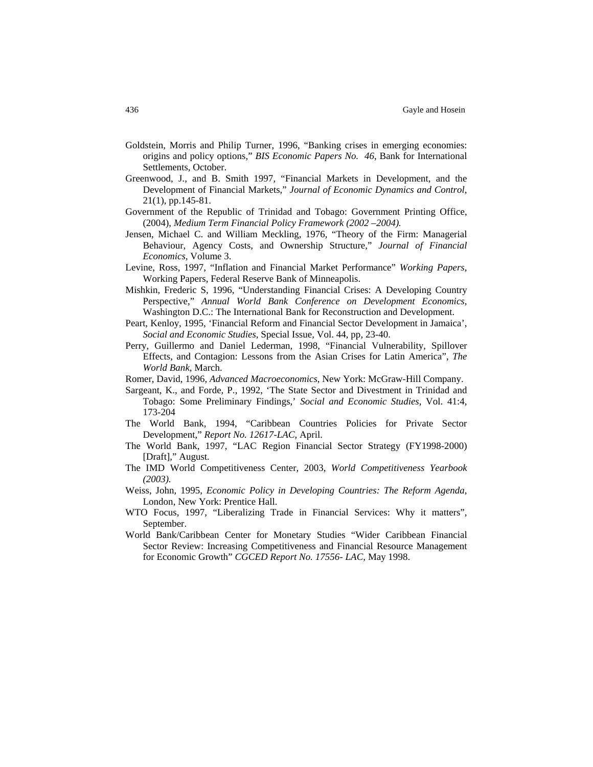Goldstein, Morris and Philip Turner, 1996, "Banking crises in emerging economies: origins and policy options," *BIS Economic Papers No. 46*, Bank for International Settlements, October.

Greenwood, J., and B. Smith 1997, "Financial Markets in Development, and the Development of Financial Markets," *Journal of Economic Dynamics and Control*, 21(1), pp.145-81.

Government of the Republic of Trinidad and Tobago: Government Printing Office, (2004), *Medium Term Financial Policy Framework (2002 –2004).*

Jensen, Michael C. and William Meckling, 1976, "Theory of the Firm: Managerial Behaviour, Agency Costs, and Ownership Structure," *Journal of Financial Economics*, Volume 3.

Levine, Ross, 1997, "Inflation and Financial Market Performance" *Working Papers*, Working Papers, Federal Reserve Bank of Minneapolis.

Mishkin, Frederic S, 1996, "Understanding Financial Crises: A Developing Country Perspective," *Annual World Bank Conference on Development Economics*, Washington D.C.: The International Bank for Reconstruction and Development.

Peart, Kenloy, 1995, 'Financial Reform and Financial Sector Development in Jamaica', *Social and Economic Studies*, Special Issue, Vol. 44, pp, 23-40.

Perry, Guillermo and Daniel Lederman, 1998, "Financial Vulnerability, Spillover Effects, and Contagion: Lessons from the Asian Crises for Latin America", *The World Bank*, March.

Romer, David, 1996, *Advanced Macroeconomics*, New York: McGraw-Hill Company.

Sargeant, K., and Forde, P., 1992, 'The State Sector and Divestment in Trinidad and Tobago: Some Preliminary Findings,' *Social and Economic Studies*, Vol. 41:4, 173-204

The World Bank, 1994, "Caribbean Countries Policies for Private Sector Development," *Report No. 12617-LAC*, April.

The World Bank, 1997, "LAC Region Financial Sector Strategy (FY1998-2000) [Draft]," August.

The IMD World Competitiveness Center, 2003, *World Competitiveness Yearbook (2003).*

Weiss, John, 1995, *Economic Policy in Developing Countries: The Reform Agenda*, London, New York: Prentice Hall.

WTO Focus, 1997, "Liberalizing Trade in Financial Services: Why it matters", September.

World Bank/Caribbean Center for Monetary Studies "Wider Caribbean Financial Sector Review: Increasing Competitiveness and Financial Resource Management for Economic Growth" *CGCED Report No. 17556- LAC*, May 1998.